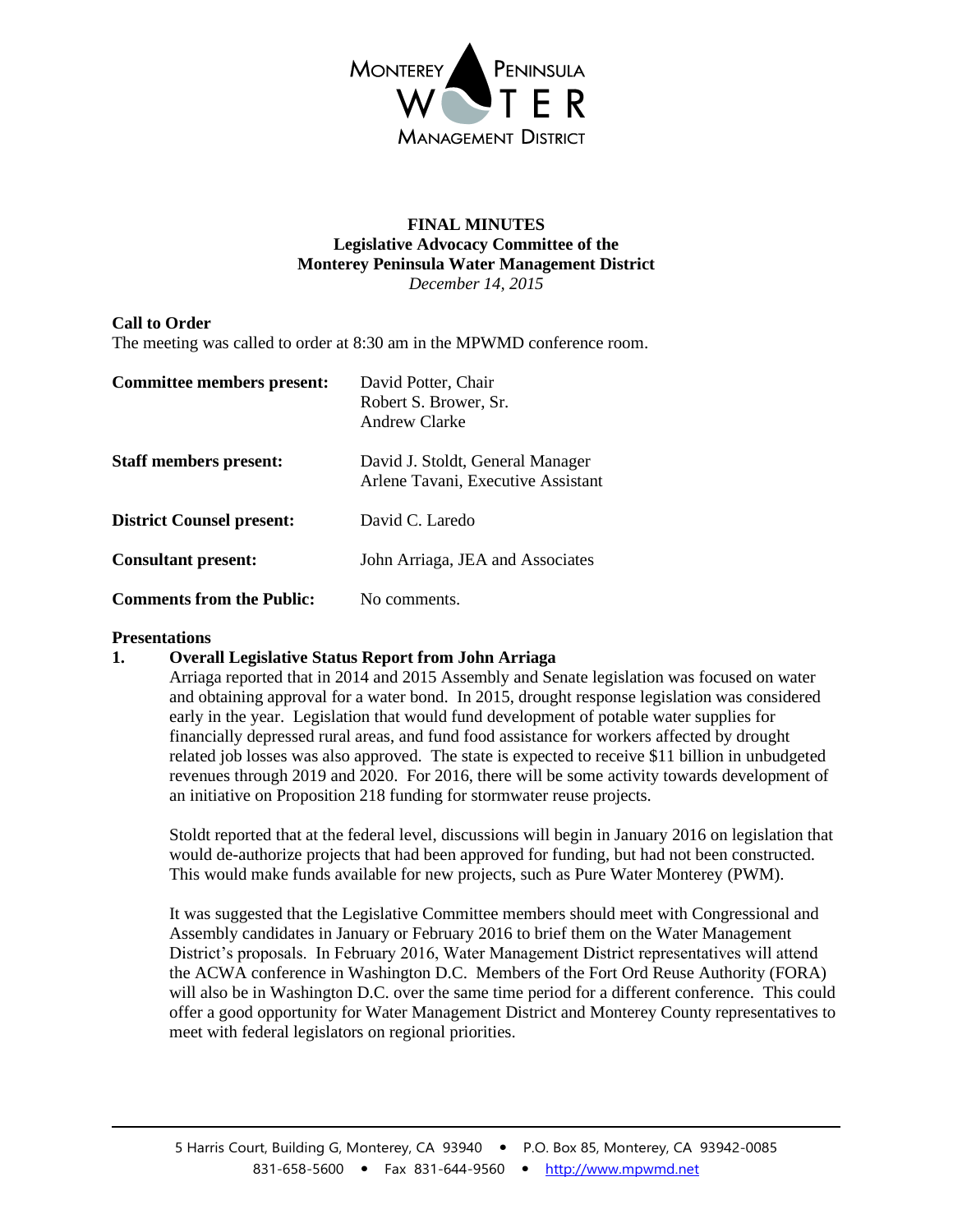**MONTEREY PENINSULA WATER MANAGEMENT DISTRICT**

# FINAL MINUTES
## Legislative Advocacy Committee of the Monterey Peninsula Water Management District
*December 14, 2015*

**Call to Order**
The meeting was called to order at 8:30 am in the MPWMD conference room.

| | |
|---|---|
| **Committee members present:** | David Potter, Chair<br>Robert S. Brower, Sr.<br>Andrew Clarke |
| **Staff members present:** | David J. Stoldt, General Manager<br>Arlene Tavani, Executive Assistant |
| **District Counsel present:** | David C. Laredo |
| **Consultant present:** | John Arriaga, JEA and Associates |
| **Comments from the Public:** | No comments. |

**Presentations**

1. **Overall Legislative Status Report from John Arriaga**

   Arriaga reported that in 2014 and 2015 Assembly and Senate legislation was focused on water and obtaining approval for a water bond. In 2015, drought response legislation was considered early in the year. Legislation that would fund development of potable water supplies for financially depressed rural areas, and fund food assistance for workers affected by drought related job losses was also approved. The state is expected to receive $11 billion in unbudgeted revenues through 2019 and 2020. For 2016, there will be some activity towards development of an initiative on Proposition 218 funding for stormwater reuse projects.

   Stoldt reported that at the federal level, discussions will begin in January 2016 on legislation that would de-authorize projects that had been approved for funding, but had not been constructed. This would make funds available for new projects, such as Pure Water Monterey (PWM).

   It was suggested that the Legislative Committee members should meet with Congressional and Assembly candidates in January or February 2016 to brief them on the Water Management District's proposals. In February 2016, Water Management District representatives will attend the ACWA conference in Washington D.C. Members of the Fort Ord Reuse Authority (FORA) will also be in Washington D.C. over the same time period for a different conference. This could offer a good opportunity for Water Management District and Monterey County representatives to meet with federal legislators on regional priorities.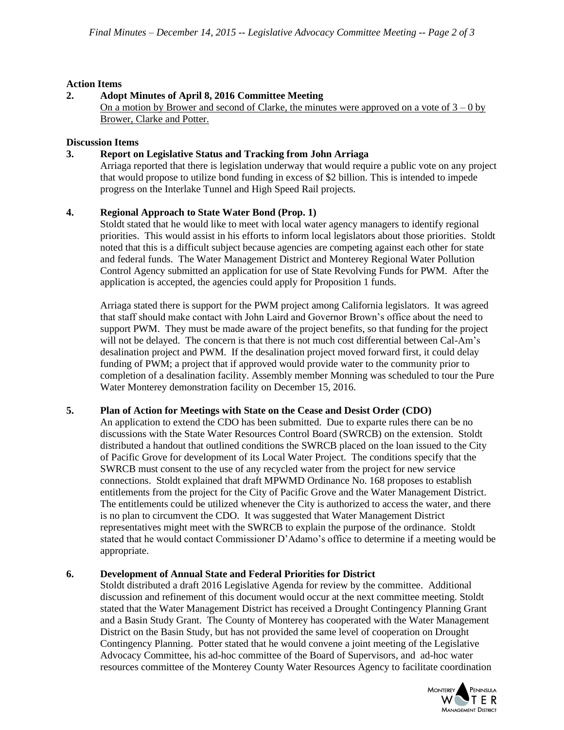**Action Items**

**2. Adopt Minutes of April 8, 2016 Committee Meeting**

On a motion by Brower and second of Clarke, the minutes were approved on a vote of 3 – 0 by Brower, Clarke and Potter.

**Discussion Items**

**3. Report on Legislative Status and Tracking from John Arriaga**

Arriaga reported that there is legislation underway that would require a public vote on any project that would propose to utilize bond funding in excess of $2 billion. This is intended to impede progress on the Interlake Tunnel and High Speed Rail projects.

**4. Regional Approach to State Water Bond (Prop. 1)**

Stoldt stated that he would like to meet with local water agency managers to identify regional priorities. This would assist in his efforts to inform local legislators about those priorities. Stoldt noted that this is a difficult subject because agencies are competing against each other for state and federal funds. The Water Management District and Monterey Regional Water Pollution Control Agency submitted an application for use of State Revolving Funds for PWM. After the application is accepted, the agencies could apply for Proposition 1 funds.

Arriaga stated there is support for the PWM project among California legislators. It was agreed that staff should make contact with John Laird and Governor Brown's office about the need to support PWM. They must be made aware of the project benefits, so that funding for the project will not be delayed. The concern is that there is not much cost differential between Cal-Am's desalination project and PWM. If the desalination project moved forward first, it could delay funding of PWM; a project that if approved would provide water to the community prior to completion of a desalination facility. Assembly member Monning was scheduled to tour the Pure Water Monterey demonstration facility on December 15, 2016.

**5. Plan of Action for Meetings with State on the Cease and Desist Order (CDO)**

An application to extend the CDO has been submitted. Due to exparte rules there can be no discussions with the State Water Resources Control Board (SWRCB) on the extension. Stoldt distributed a handout that outlined conditions the SWRCB placed on the loan issued to the City of Pacific Grove for development of its Local Water Project. The conditions specify that the SWRCB must consent to the use of any recycled water from the project for new service connections. Stoldt explained that draft MPWMD Ordinance No. 168 proposes to establish entitlements from the project for the City of Pacific Grove and the Water Management District. The entitlements could be utilized whenever the City is authorized to access the water, and there is no plan to circumvent the CDO. It was suggested that Water Management District representatives might meet with the SWRCB to explain the purpose of the ordinance. Stoldt stated that he would contact Commissioner D'Adamo's office to determine if a meeting would be appropriate.

**6. Development of Annual State and Federal Priorities for District**

Stoldt distributed a draft 2016 Legislative Agenda for review by the committee. Additional discussion and refinement of this document would occur at the next committee meeting. Stoldt stated that the Water Management District has received a Drought Contingency Planning Grant and a Basin Study Grant. The County of Monterey has cooperated with the Water Management District on the Basin Study, but has not provided the same level of cooperation on Drought Contingency Planning. Potter stated that he would convene a joint meeting of the Legislative Advocacy Committee, his ad-hoc committee of the Board of Supervisors, and ad-hoc water resources committee of the Monterey County Water Resources Agency to facilitate coordination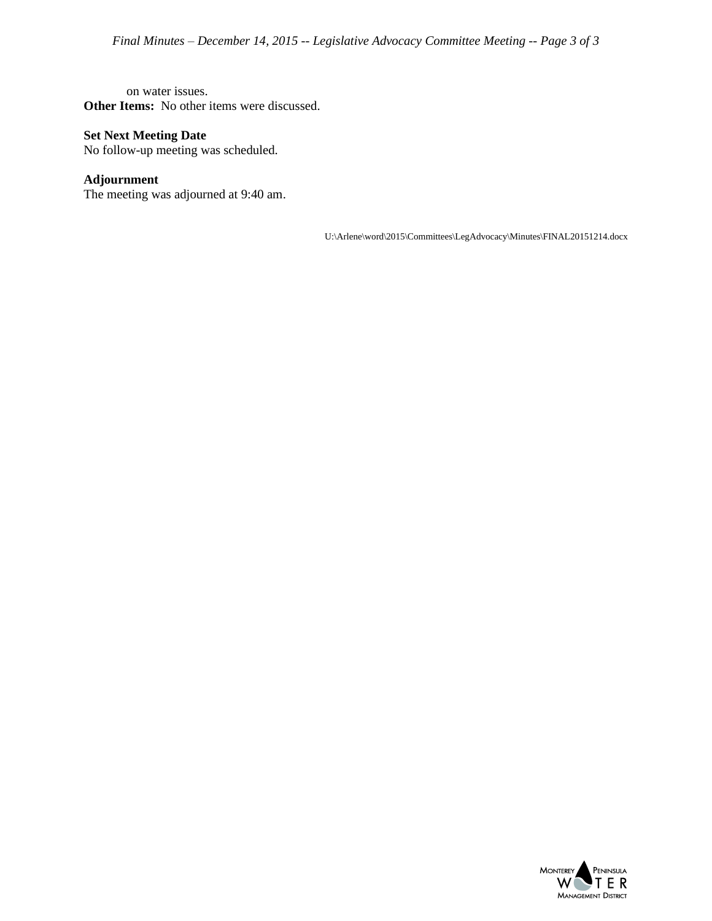on water issues.

**Other Items:** No other items were discussed.

**Set Next Meeting Date**

No follow-up meeting was scheduled.

**Adjournment**

The meeting was adjourned at 9:40 am.

U:\Arlene\word\2015\Committees\LegAdvocacy\Minutes\FINAL20151214.docx